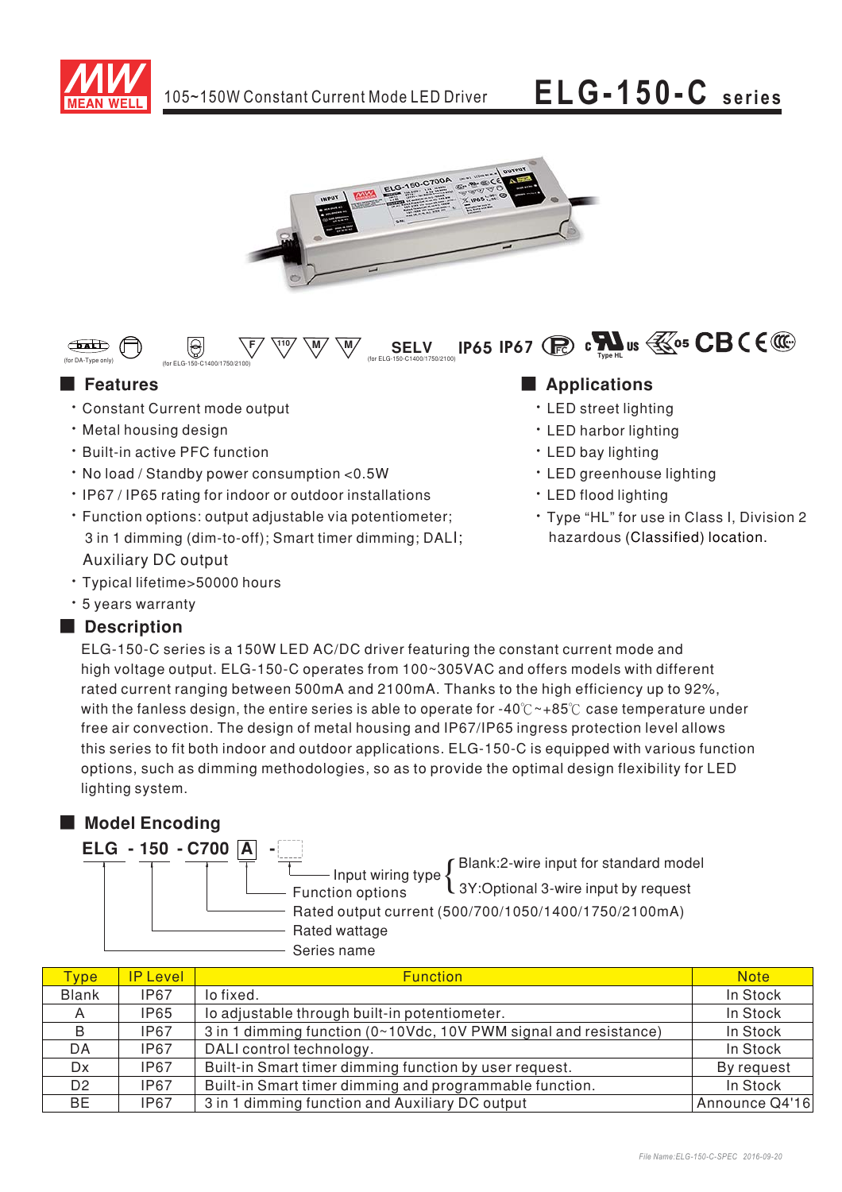# ELG-150-C series

105~150W Constant Current Mode LED Driver

(for DA-Type only) (for ELG-150-C1400/1750/2100) SELV (for ELG-150-C1400/1750/2100) IP65 IP67 Type HL

## Features

- Constant Current mode output
- Metal housing design
- Built-in active PFC function
- No load / Standby power consumption <0.5W
- IP67 / IP65 rating for indoor or outdoor installations
- Function options: output adjustable via potentiometer; 3 in 1 dimming (dim-to-off); Smart timer dimming; DALI; Auxiliary DC output
- Typical lifetime>50000 hours
- 5 years warranty

## Applications

- LED street lighting
- LED harbor lighting
- LED bay lighting
- LED greenhouse lighting
- LED flood lighting
- Type "HL" for use in Class I, Division 2 hazardous (Classified) location.

## Description

ELG-150-C series is a 150W LED AC/DC driver featuring the constant current mode and high voltage output. ELG-150-C operates from 100~305VAC and offers models with different rated current ranging between 500mA and 2100mA. Thanks to the high efficiency up to 92%, with the fanless design, the entire series is able to operate for -40℃~+85℃ case temperature under free air convection. The design of metal housing and IP67/IP65 ingress protection level allows this series to fit both indoor and outdoor applications. ELG-150-C is equipped with various function options, such as dimming methodologies, so as to provide the optimal design flexibility for LED lighting system.

## Model Encoding

**ELG - 150 - C700 A -**

- Input wiring type: Blank:2-wire input for standard model; 3Y:Optional 3-wire input by request
- Function options
- Rated output current (500/700/1050/1400/1750/2100mA)
- Rated wattage
- Series name

| Type | IP Level | Function | Note |
|---|---|---|---|
| Blank | IP67 | Io fixed. | In Stock |
| A | IP65 | Io adjustable through built-in potentiometer. | In Stock |
| B | IP67 | 3 in 1 dimming function (0~10Vdc, 10V PWM signal and resistance) | In Stock |
| DA | IP67 | DALI control technology. | In Stock |
| Dx | IP67 | Built-in Smart timer dimming function by user request. | By request |
| D2 | IP67 | Built-in Smart timer dimming and programmable function. | In Stock |
| BE | IP67 | 3 in 1 dimming function and Auxiliary DC output | Announce Q4'16 |

File Name:ELG-150-C-SPEC 2016-09-20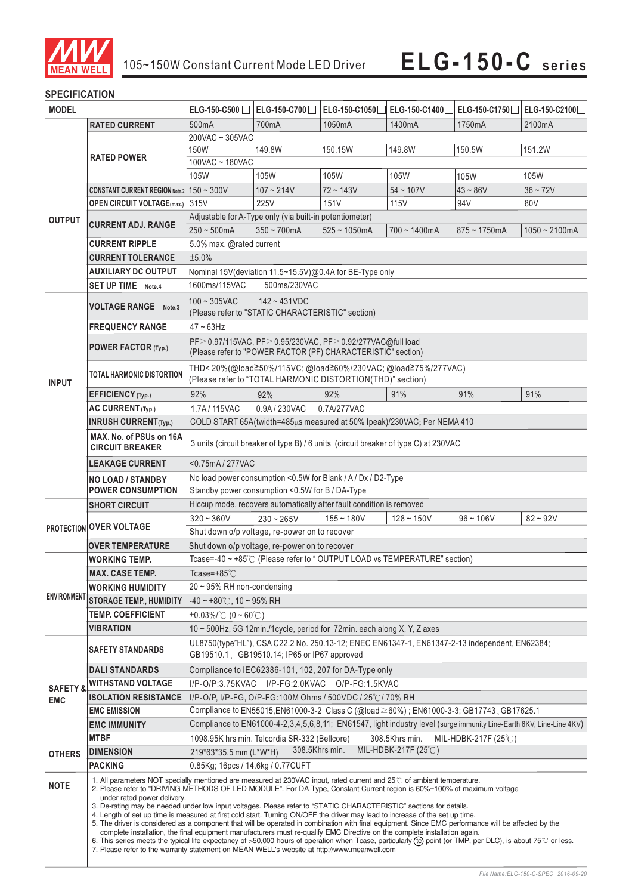## SPECIFICATION

| MODEL | | ELG-150-C500☐ | ELG-150-C700☐ | ELG-150-C1050☐ | ELG-150-C1400☐ | ELG-150-C1750☐ | ELG-150-C2100☐ |
|---|---|---|---|---|---|---|---|
| OUTPUT | RATED CURRENT | 500mA | 700mA | 1050mA | 1400mA | 1750mA | 2100mA |
| | RATED POWER | 200VAC ~ 305VAC | | | | | |
| | | 150W | 149.8W | 150.15W | 149.8W | 150.5W | 151.2W |
| | | 100VAC ~ 180VAC | | | | | |
| | | 105W | 105W | 105W | 105W | 105W | 105W |
| | CONSTANT CURRENT REGION Note.2 | 150 ~ 300V | 107 ~ 214V | 72 ~ 143V | 54 ~ 107V | 43 ~ 86V | 36 ~ 72V |
| | OPEN CIRCUIT VOLTAGE(max.) | 315V | 225V | 151V | 115V | 94V | 80V |
| | CURRENT ADJ. RANGE | Adjustable for A-Type only (via built-in potentiometer) | | | | | |
| | | 250 ~ 500mA | 350 ~ 700mA | 525 ~ 1050mA | 700 ~ 1400mA | 875 ~ 1750mA | 1050 ~ 2100mA |
| | CURRENT RIPPLE | 5.0% max. @rated current | | | | | |
| | CURRENT TOLERANCE | ±5.0% | | | | | |
| | AUXILIARY DC OUTPUT | Nominal 15V(deviation 11.5~15.5V)@0.4A for BE-Type only | | | | | |
| | SET UP TIME Note.4 | 1600ms/115VAC 500ms/230VAC | | | | | |
| INPUT | VOLTAGE RANGE Note.3 | 100 ~ 305VAC 142 ~ 431VDC (Please refer to "STATIC CHARACTERISTIC" section) | | | | | |
| | FREQUENCY RANGE | 47 ~ 63Hz | | | | | |
| | POWER FACTOR (Typ.) | PF≧0.97/115VAC, PF≧0.95/230VAC, PF≧0.92/277VAC@full load (Please refer to "POWER FACTOR (PF) CHARACTERISTIC" section) | | | | | |
| | TOTAL HARMONIC DISTORTION | THD< 20%(@load≧50%/115VC; @load≧60%/230VAC; @load≧75%/277VAC) (Please refer to "TOTAL HARMONIC DISTORTION(THD)" section) | | | | | |
| | EFFICIENCY (Typ.) | 92% | 92% | 92% | 91% | 91% | 91% |
| | AC CURRENT (Typ.) | 1.7A / 115VAC 0.9A / 230VAC 0.7A/277VAC | | | | | |
| | INRUSH CURRENT(Typ.) | COLD START 65A(twidth=485μs measured at 50% Ipeak)/230VAC; Per NEMA 410 | | | | | |
| | MAX. No. of PSUs on 16A CIRCUIT BREAKER | 3 units (circuit breaker of type B) / 6 units (circuit breaker of type C) at 230VAC | | | | | |
| | LEAKAGE CURRENT | <0.75mA / 277VAC | | | | | |
| | NO LOAD / STANDBY POWER CONSUMPTION | No load power consumption <0.5W for Blank / A / Dx / D2-Type Standby power consumption <0.5W for B / DA-Type | | | | | |
| PROTECTION | SHORT CIRCUIT | Hiccup mode, recovers automatically after fault condition is removed | | | | | |
| | OVER VOLTAGE | 320 ~ 360V | 230 ~ 265V | 155 ~ 180V | 128 ~ 150V | 96 ~ 106V | 82 ~ 92V |
| | | Shut down o/p voltage, re-power on to recover | | | | | |
| | OVER TEMPERATURE | Shut down o/p voltage, re-power on to recover | | | | | |
| ENVIRONMENT | WORKING TEMP. | Tcase=-40 ~ +85℃ (Please refer to " OUTPUT LOAD vs TEMPERATURE" section) | | | | | |
| | MAX. CASE TEMP. | Tcase=+85℃ | | | | | |
| | WORKING HUMIDITY | 20 ~ 95% RH non-condensing | | | | | |
| | STORAGE TEMP., HUMIDITY | -40 ~ +80℃, 10 ~ 95% RH | | | | | |
| | TEMP. COEFFICIENT | ±0.03%/℃ (0 ~ 60℃) | | | | | |
| | VIBRATION | 10 ~ 500Hz, 5G 12min./1cycle, period for 72min. each along X, Y, Z axes | | | | | |
| SAFETY & EMC | SAFETY STANDARDS | UL8750(type"HL"), CSA C22.2 No. 250.13-12; ENEC EN61347-1, EN61347-2-13 independent, EN62384; GB19510.1, GB19510.14; IP65 or IP67 approved | | | | | |
| | DALI STANDARDS | Compliance to IEC62386-101, 102, 207 for DA-Type only | | | | | |
| | WITHSTAND VOLTAGE | I/P-O/P:3.75KVAC I/P-FG:2.0KVAC O/P-FG:1.5KVAC | | | | | |
| | ISOLATION RESISTANCE | I/P-O/P, I/P-FG, O/P-FG:100M Ohms / 500VDC / 25℃/ 70% RH | | | | | |
| | EMC EMISSION | Compliance to EN55015,EN61000-3-2 Class C (@load≧60%) ; EN61000-3-3; GB17743 , GB17625.1 | | | | | |
| | EMC IMMUNITY | Compliance to EN61000-4-2,3,4,5,6,8,11; EN61547, light industry level (surge immunity Line-Earth 6KV, Line-Line 4KV) | | | | | |
| OTHERS | MTBF | 1098.95K hrs min. Telcordia SR-332 (Bellcore) 308.5Khrs min. MIL-HDBK-217F (25℃) | | | | | |
| | DIMENSION | 219*63*35.5 mm (L*W*H) 308.5Khrs min. MIL-HDBK-217F (25℃) | | | | | |
| | PACKING | 0.85Kg; 16pcs / 14.6kg / 0.77CUFT | | | | | |

**NOTE**

1. All parameters NOT specially mentioned are measured at 230VAC input, rated current and 25℃ of ambient temperature.
2. Please refer to "DRIVING METHODS OF LED MODULE". For DA-Type, Constant Current region is 60%~100% of maximum voltage under rated power delivery.
3. De-rating may be needed under low input voltages. Please refer to "STATIC CHARACTERISTIC" sections for details.
4. Length of set up time is measured at first cold start. Turning ON/OFF the driver may lead to increase of the set up time.
5. The driver is considered as a component that will be operated in combination with final equipment. Since EMC performance will be affected by the complete installation, the final equipment manufacturers must re-qualify EMC Directive on the complete installation again.
6. This series meets the typical life expectancy of >50,000 hours of operation when Tcase, particularly (tc) point (or TMP, per DLC), is about 75℃ or less.
7. Please refer to the warranty statement on MEAN WELL's website at http://www.meanwell.com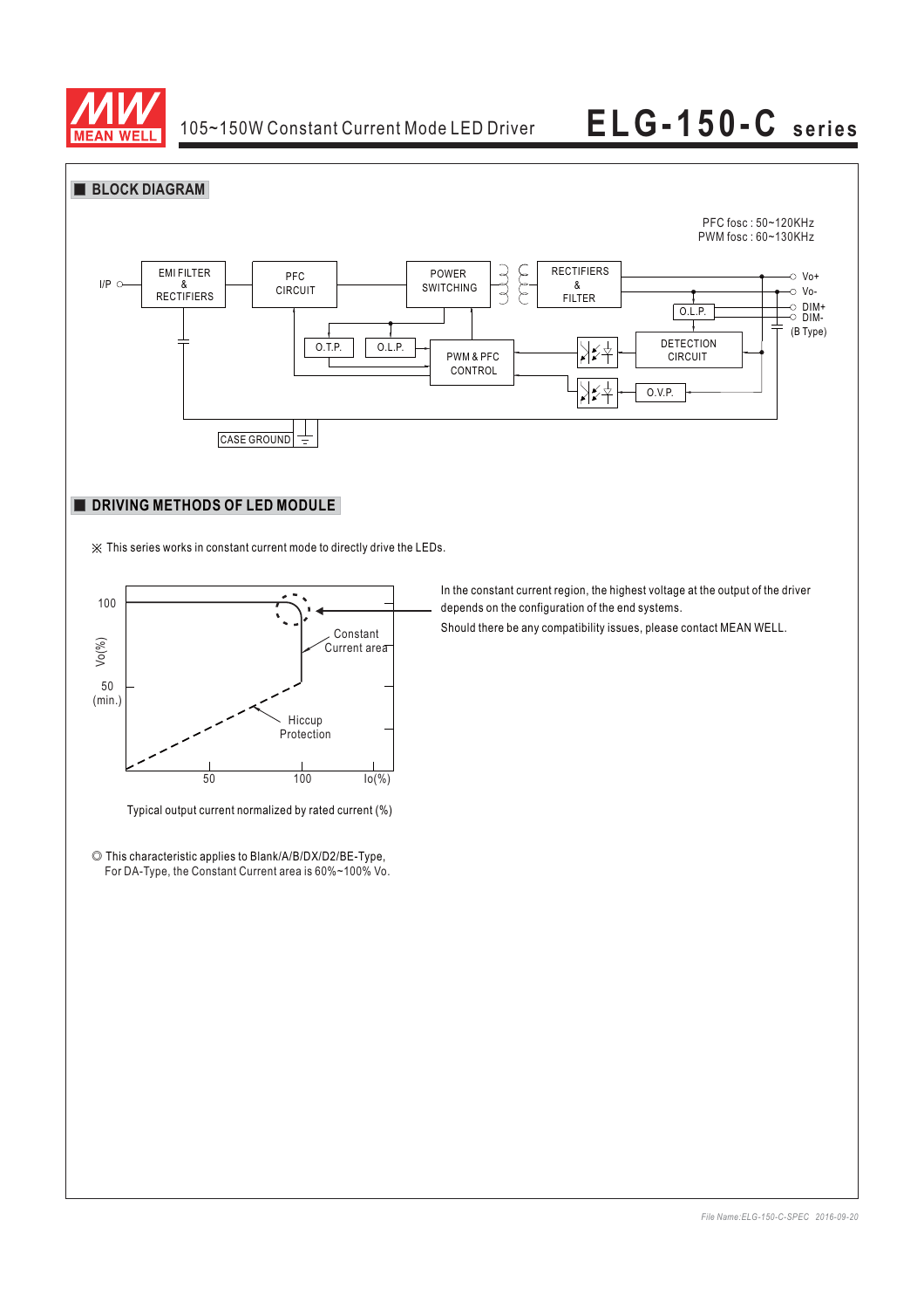## BLOCK DIAGRAM

PFC fosc : 50~120KHz
PWM fosc : 60~130KHz

I/P — EMI FILTER & RECTIFIERS — PFC CIRCUIT — POWER SWITCHING — RECTIFIERS & FILTER — Vo+ / Vo-

O.T.P. · O.L.P. · PWM & PFC CONTROL · O.L.P. · DETECTION CIRCUIT · O.V.P. · DIM+ · DIM- (B Type) · CASE GROUND

## DRIVING METHODS OF LED MODULE

※ This series works in constant current mode to directly drive the LEDs.

Vo(%): 100, 50 (min.)
Io(%): 50, 100
Constant Current area
Hiccup Protection

Typical output current normalized by rated current (%)

In the constant current region, the highest voltage at the output of the driver depends on the configuration of the end systems.

Should there be any compatibility issues, please contact MEAN WELL.

◎ This characteristic applies to Blank/A/B/DX/D2/BE-Type,
For DA-Type, the Constant Current area is 60%~100% Vo.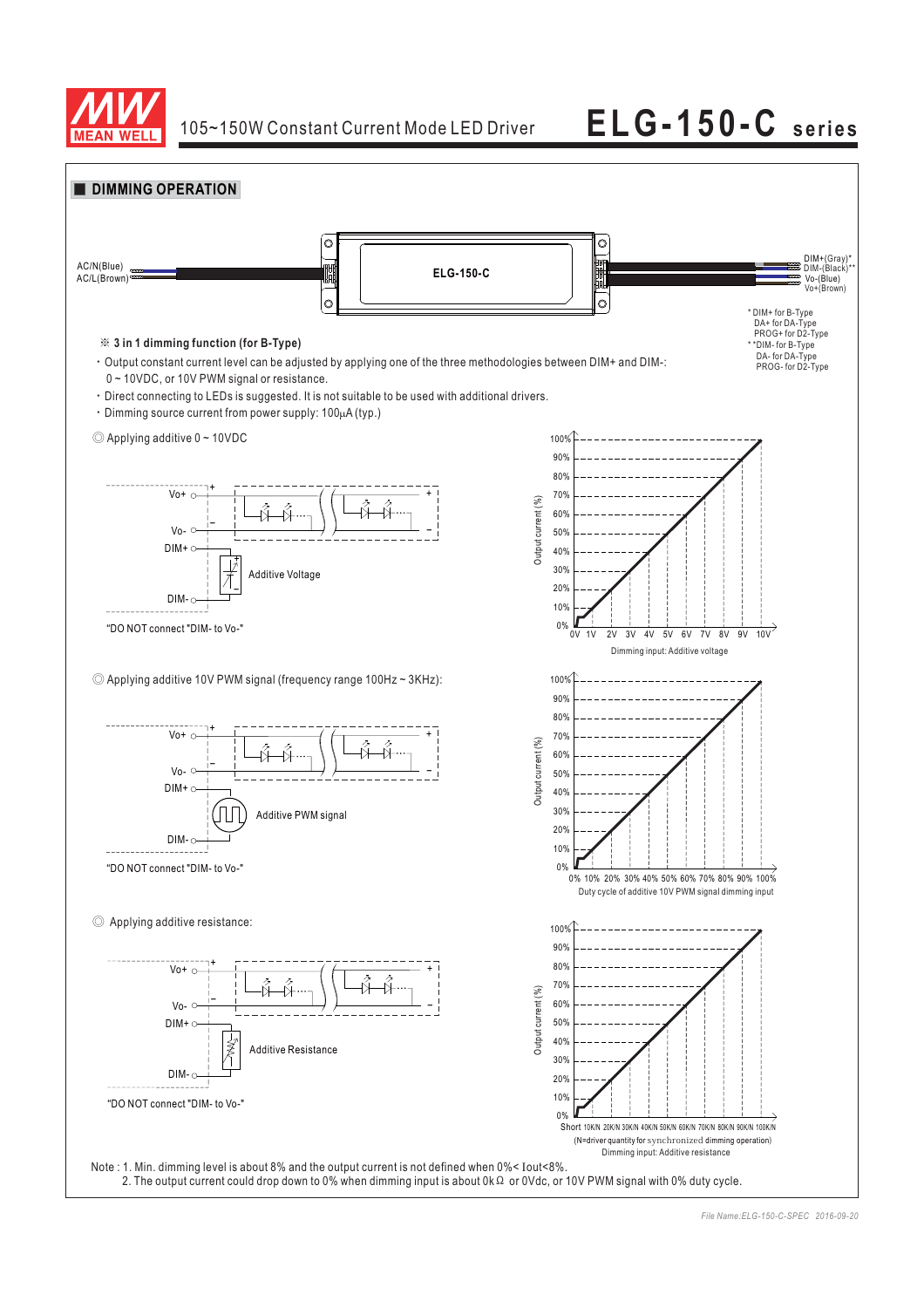## DIMMING OPERATION

AC/N(Blue)
AC/L(Brown)

ELG-150-C

DIM+(Gray)*
DIM-(Black)**
Vo-(Blue)
Vo+(Brown)

\* DIM+ for B-Type
DA+ for DA-Type
PROG+ for D2-Type
\*\*DIM- for B-Type
DA- for DA-Type
PROG- for D2-Type

※ **3 in 1 dimming function (for B-Type)**

- Output constant current level can be adjusted by applying one of the three methodologies between DIM+ and DIM-: 0 ~ 10VDC, or 10V PWM signal or resistance.
- Direct connecting to LEDs is suggested. It is not suitable to be used with additional drivers.
- Dimming source current from power supply: 100μA (typ.)

◎ Applying additive 0 ~ 10VDC

Vo+, Vo-, DIM+, DIM-, Additive Voltage

"DO NOT connect "DIM- to Vo-"

Output current (%): 0% – 100%

0V 1V 2V 3V 4V 5V 6V 7V 8V 9V 10V

Dimming input: Additive voltage

◎ Applying additive 10V PWM signal (frequency range 100Hz ~ 3KHz):

Vo+, Vo-, DIM+, DIM-, Additive PWM signal

"DO NOT connect "DIM- to Vo-"

Output current (%): 0% – 100%

0% 10% 20% 30% 40% 50% 60% 70% 80% 90% 100%

Duty cycle of additive 10V PWM signal dimming input

◎ Applying additive resistance:

Vo+, Vo-, DIM+, DIM-, Additive Resistance

"DO NOT connect "DIM- to Vo-"

Output current (%): 0% – 100%

Short 10K/N 20K/N 30K/N 40K/N 50K/N 60K/N 70K/N 80K/N 90K/N 100K/N

(N=driver quantity for synchronized dimming operation)

Dimming input: Additive resistance

Note : 1. Min. dimming level is about 8% and the output current is not defined when 0%< Iout<8%.
2. The output current could drop down to 0% when dimming input is about 0kΩ or 0Vdc, or 10V PWM signal with 0% duty cycle.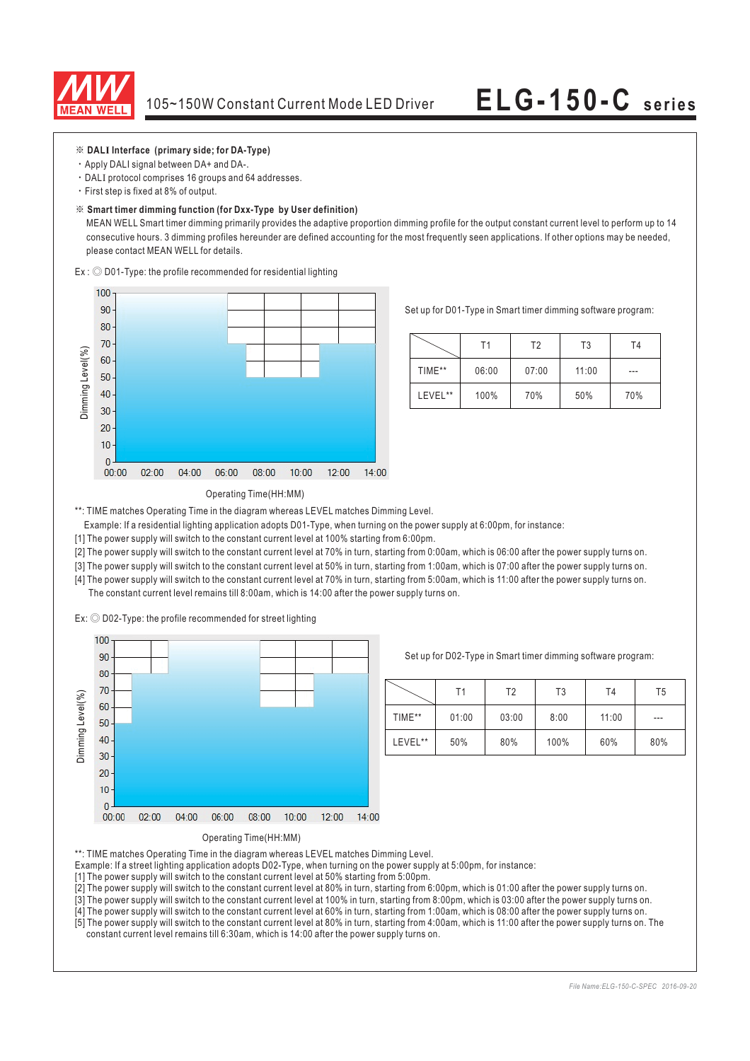※ **DALI Interface (primary side; for DA-Type)**

- Apply DALI signal between DA+ and DA-.
- DALI protocol comprises 16 groups and 64 addresses.
- First step is fixed at 8% of output.

※ **Smart timer dimming function (for Dxx-Type by User definition)**

MEAN WELL Smart timer dimming primarily provides the adaptive proportion dimming profile for the output constant current level to perform up to 14 consecutive hours. 3 dimming profiles hereunder are defined accounting for the most frequently seen applications. If other options may be needed, please contact MEAN WELL for details.

Ex : ◎ D01-Type: the profile recommended for residential lighting

Set up for D01-Type in Smart timer dimming software program:

| | T1 | T2 | T3 | T4 |
|---|---|---|---|---|
| TIME** | 06:00 | 07:00 | 11:00 | --- |
| LEVEL** | 100% | 70% | 50% | 70% |

Operating Time(HH:MM)

**: TIME matches Operating Time in the diagram whereas LEVEL matches Dimming Level.

Example: If a residential lighting application adopts D01-Type, when turning on the power supply at 6:00pm, for instance:

[1] The power supply will switch to the constant current level at 100% starting from 6:00pm.

[2] The power supply will switch to the constant current level at 70% in turn, starting from 0:00am, which is 06:00 after the power supply turns on.

[3] The power supply will switch to the constant current level at 50% in turn, starting from 1:00am, which is 07:00 after the power supply turns on.

[4] The power supply will switch to the constant current level at 70% in turn, starting from 5:00am, which is 11:00 after the power supply turns on. The constant current level remains till 8:00am, which is 14:00 after the power supply turns on.

Ex: ◎ D02-Type: the profile recommended for street lighting

Set up for D02-Type in Smart timer dimming software program:

| | T1 | T2 | T3 | T4 | T5 |
|---|---|---|---|---|---|
| TIME** | 01:00 | 03:00 | 8:00 | 11:00 | --- |
| LEVEL** | 50% | 80% | 100% | 60% | 80% |

Operating Time(HH:MM)

**: TIME matches Operating Time in the diagram whereas LEVEL matches Dimming Level.

Example: If a street lighting application adopts D02-Type, when turning on the power supply at 5:00pm, for instance:

[1] The power supply will switch to the constant current level at 50% starting from 5:00pm.

[2] The power supply will switch to the constant current level at 80% in turn, starting from 6:00pm, which is 01:00 after the power supply turns on.

[3] The power supply will switch to the constant current level at 100% in turn, starting from 8:00pm, which is 03:00 after the power supply turns on.

[4] The power supply will switch to the constant current level at 60% in turn, starting from 1:00am, which is 08:00 after the power supply turns on.

[5] The power supply will switch to the constant current level at 80% in turn, starting from 4:00am, which is 11:00 after the power supply turns on. The constant current level remains till 6:30am, which is 14:00 after the power supply turns on.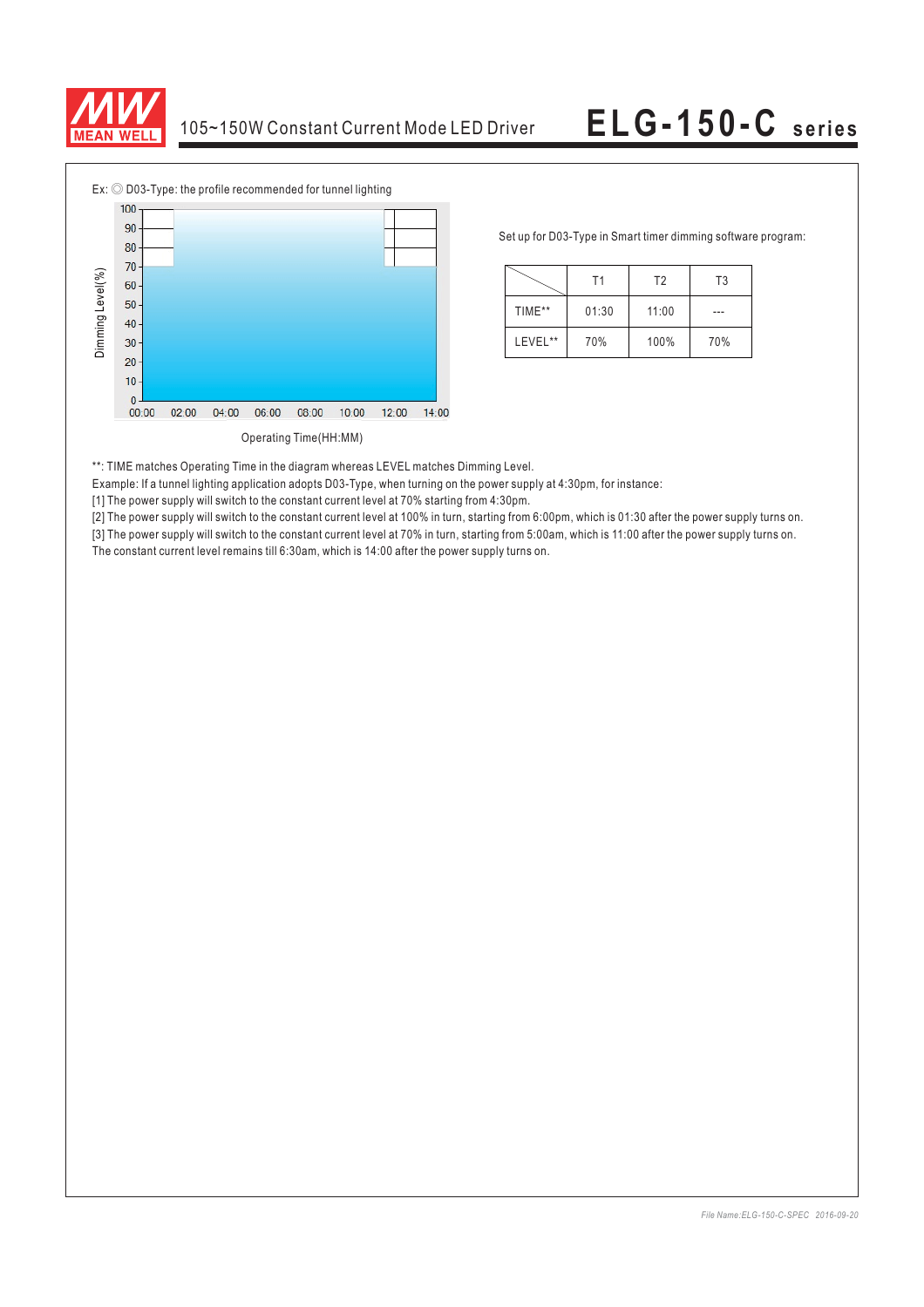Ex: ◎ D03-Type: the profile recommended for tunnel lighting

Set up for D03-Type in Smart timer dimming software program:

| | T1 | T2 | T3 |
|---|---|---|---|
| TIME** | 01:30 | 11:00 | --- |
| LEVEL** | 70% | 100% | 70% |

**: TIME matches Operating Time in the diagram whereas LEVEL matches Dimming Level.

Example: If a tunnel lighting application adopts D03-Type, when turning on the power supply at 4:30pm, for instance:

[1] The power supply will switch to the constant current level at 70% starting from 4:30pm.

[2] The power supply will switch to the constant current level at 100% in turn, starting from 6:00pm, which is 01:30 after the power supply turns on.

[3] The power supply will switch to the constant current level at 70% in turn, starting from 5:00am, which is 11:00 after the power supply turns on.

The constant current level remains till 6:30am, which is 14:00 after the power supply turns on.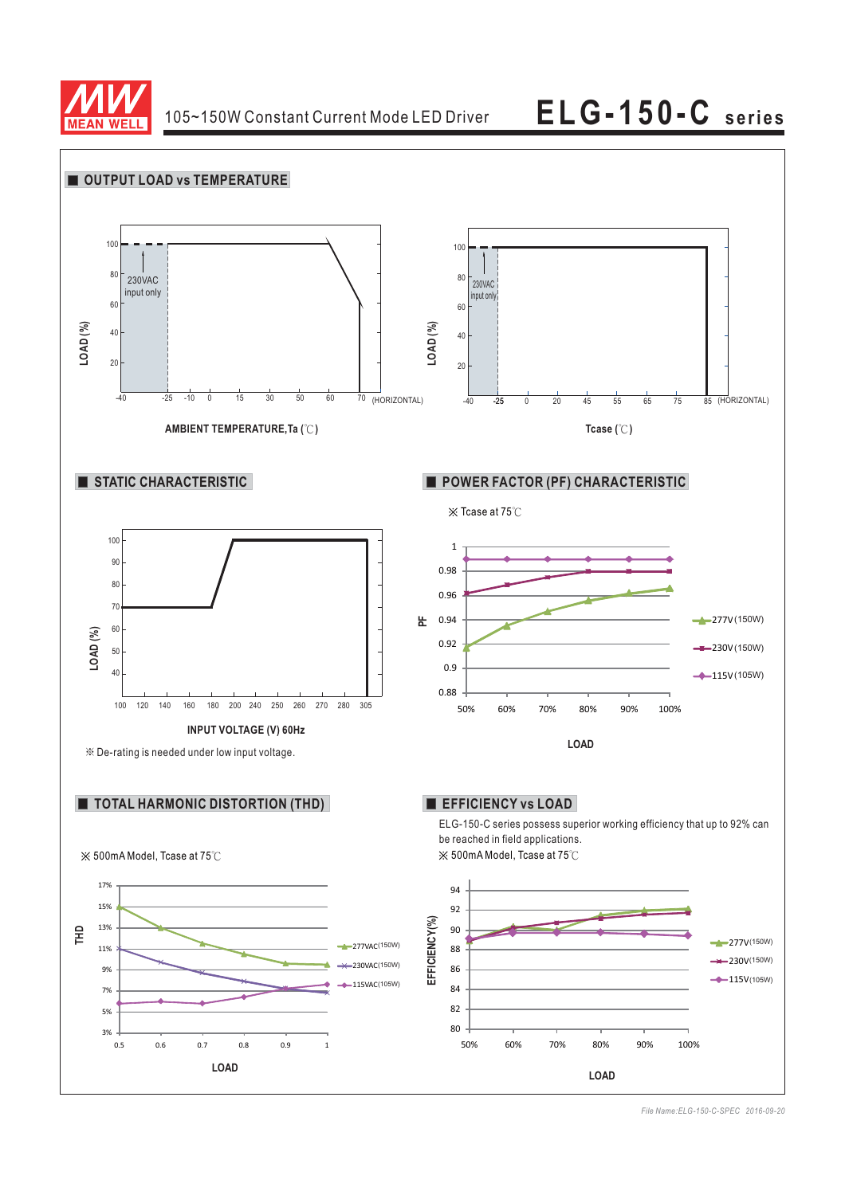## OUTPUT LOAD vs TEMPERATURE

230VAC input only

LOAD (%)

100, 80, 60, 40, 20

-40 -25 -10 0 15 30 50 60 70 (HORIZONTAL)

AMBIENT TEMPERATURE,Ta (℃)

230VAC input only

LOAD (%)

100, 80, 60, 40, 20

-40 -25 0 20 45 55 65 75 85 (HORIZONTAL)

Tcase (℃)

## STATIC CHARACTERISTIC

LOAD (%)

100, 90, 80, 70, 60, 50, 40

100 120 140 160 180 200 240 250 260 270 280 305

INPUT VOLTAGE (V) 60Hz

※ De-rating is needed under low input voltage.

## POWER FACTOR (PF) CHARACTERISTIC

※ Tcase at 75℃

PF

1, 0.98, 0.96, 0.94, 0.92, 0.9, 0.88

50% 60% 70% 80% 90% 100%

LOAD

277V(150W)

230V(150W)

115V(105W)

## TOTAL HARMONIC DISTORTION (THD)

※ 500mA Model, Tcase at 75℃

THD

17%, 15%, 13%, 11%, 9%, 7%, 5%, 3%

0.5 0.6 0.7 0.8 0.9 1

LOAD

277VAC(150W)

230VAC(150W)

115VAC(105W)

## EFFICIENCY vs LOAD

ELG-150-C series possess superior working efficiency that up to 92% can be reached in field applications.

※ 500mA Model, Tcase at 75℃

EFFICIENCY(%)

94, 92, 90, 88, 86, 84, 82, 80

50% 60% 70% 80% 90% 100%

LOAD

277V(150W)

230V(150W)

115V(105W)

File Name:ELG-150-C-SPEC 2016-09-20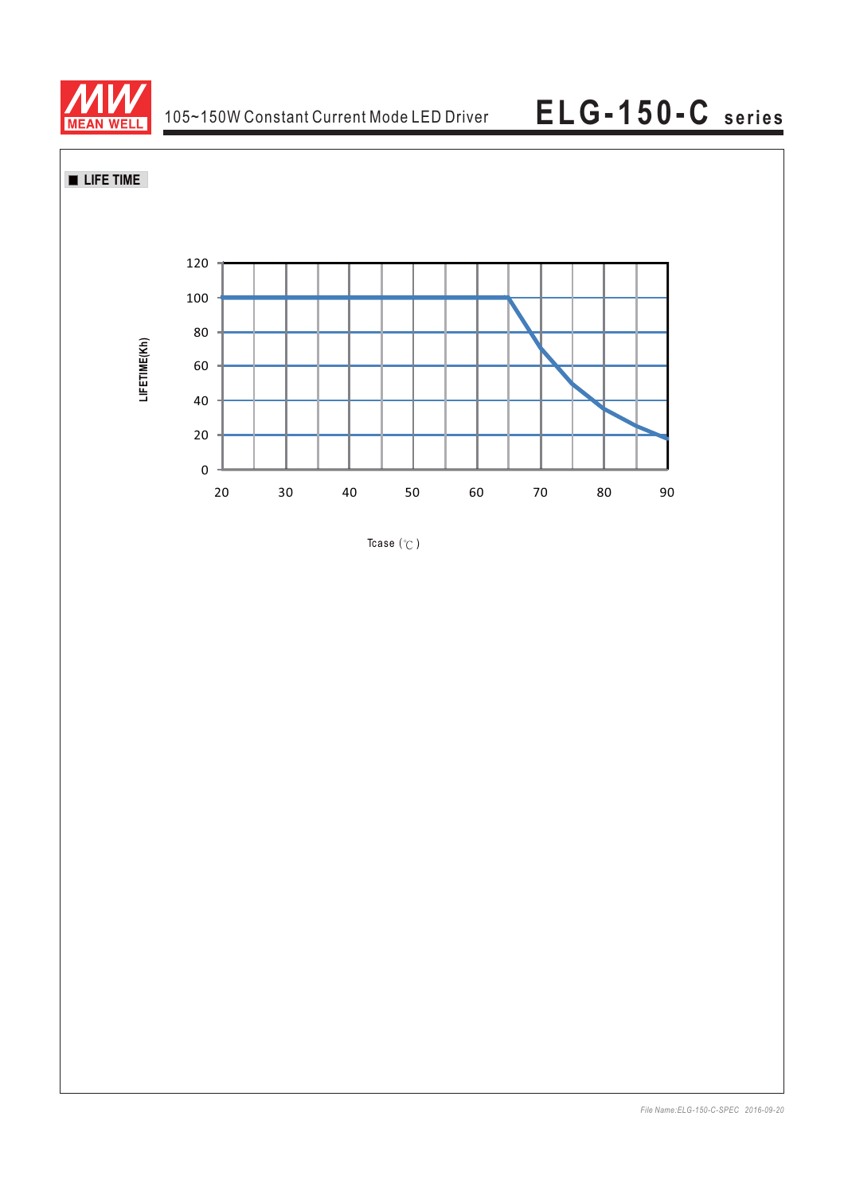■ LIFE TIME

LIFETIME(Kh)

120
100
80
60
40
20
0

20 30 40 50 60 70 80 90

Tcase (℃)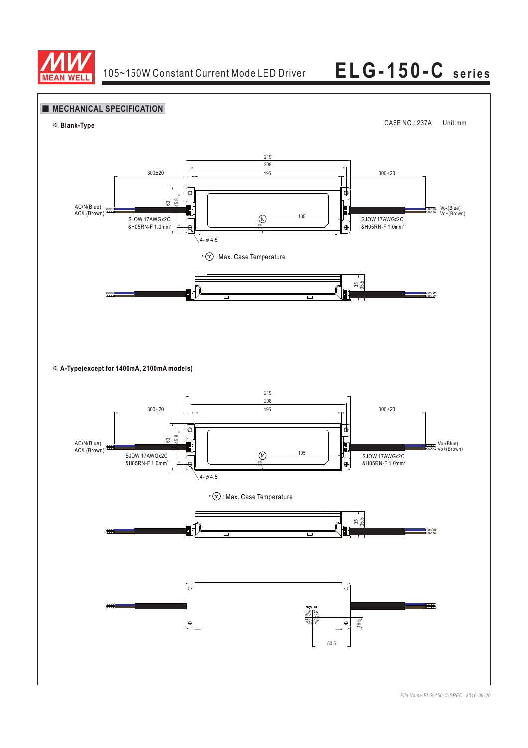## MECHANICAL SPECIFICATION

※ **Blank-Type**

CASE NO.: 237A Unit:mm

219

208

300±20

195

300±20

63

45.8

AC/N(Blue)
AC/L(Brown)

SJOW 17AWGx2C
&H05RN-F 1.0mm²

tc

105

20

SJOW 17AWGx2C
&H05RN-F 1.0mm²

Vo-(Blue)
Vo+(Brown)

4-φ4.5

• tc : Max. Case Temperature

35

35.5

※ **A-Type(except for 1400mA, 2100mA models)**

219

208

300±20

195

300±20

63

45.8

AC/N(Blue)
AC/L(Brown)

SJOW 17AWGx2C
&H05RN-F 1.0mm²

tc

105

20

SJOW 17AWGx2C
&H05RN-F 1.0mm²

Vo-(Blue)
Vo+(Brown)

4-φ4.5

• tc : Max. Case Temperature

35

35.5

16.5

50.5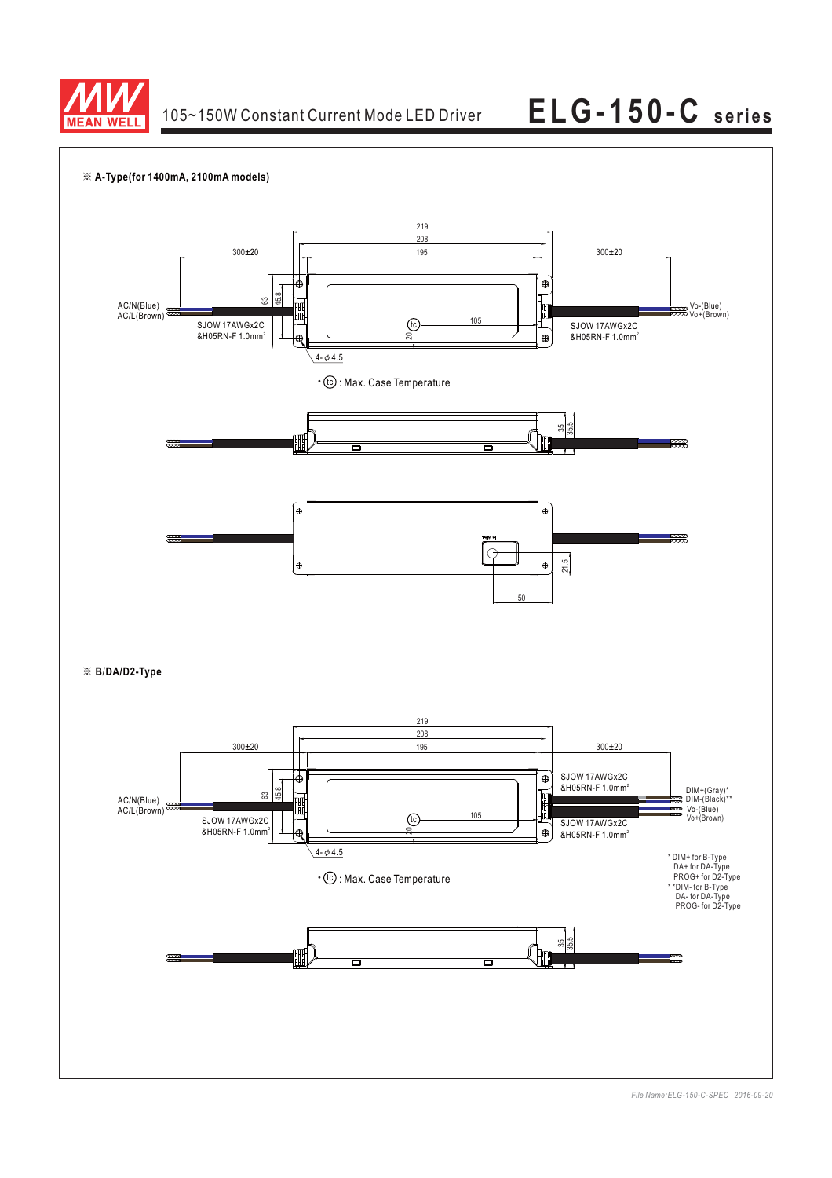※ **A-Type(for 1400mA, 2100mA models)**

219
208
195
300±20
300±20

AC/N(Blue)
AC/L(Brown)

SJOW 17AWGx2C
&H05RN-F 1.0mm²

63
45.8
20
105

Vo-(Blue)
Vo+(Brown)

SJOW 17AWGx2C
&H05RN-F 1.0mm²

4- φ4.5

* (tc) : Max. Case Temperature

35
35.5

21.5
50

※ **B/DA/D2-Type**

219
208
195
300±20
300±20

AC/N(Blue)
AC/L(Brown)

SJOW 17AWGx2C
&H05RN-F 1.0mm²

63
45.8
20
105

SJOW 17AWGx2C
&H05RN-F 1.0mm²

DIM+(Gray)*
DIM-(Black)**
Vo-(Blue)
Vo+(Brown)

SJOW 17AWGx2C
&H05RN-F 1.0mm²

4- φ4.5

* (tc) : Max. Case Temperature

* DIM+ for B-Type
DA+ for DA-Type
PROG+ for D2-Type
* *DIM- for B-Type
DA- for DA-Type
PROG- for D2-Type

35
35.5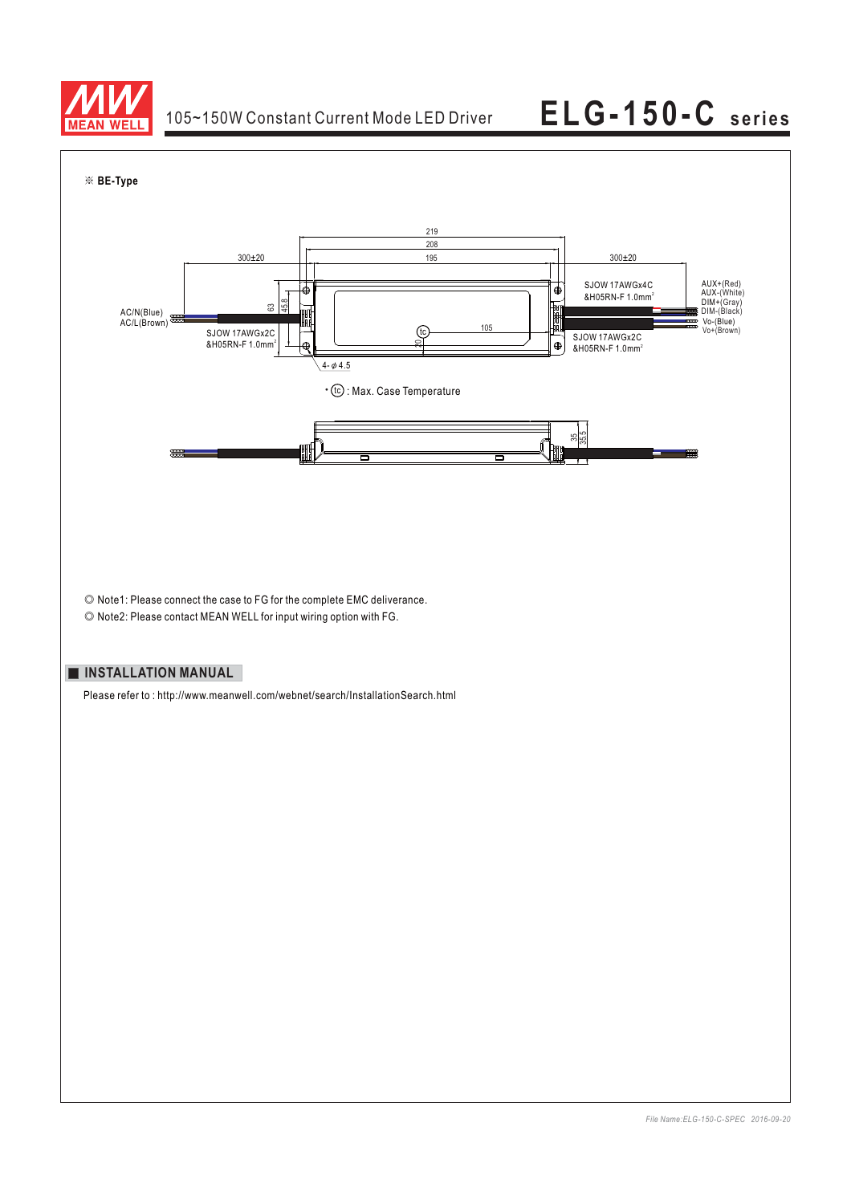※ **BE-Type**

219
208
195
300±20
300±20

AC/N(Blue)
AC/L(Brown)

SJOW 17AWGx2C
&H05RN-F 1.0mm²

63
45.8

SJOW 17AWGx4C
&H05RN-F 1.0mm²

AUX+(Red)
AUX-(White)
DIM+(Gray)
DIM-(Black)
Vo-(Blue)
Vo+(Brown)

105
20

SJOW 17AWGx2C
&H05RN-F 1.0mm²

4-φ4.5

* (tc) : Max. Case Temperature

35
35.5

◎ Note1: Please connect the case to FG for the complete EMC deliverance.

◎ Note2: Please contact MEAN WELL for input wiring option with FG.

## INSTALLATION MANUAL

Please refer to : http://www.meanwell.com/webnet/search/InstallationSearch.html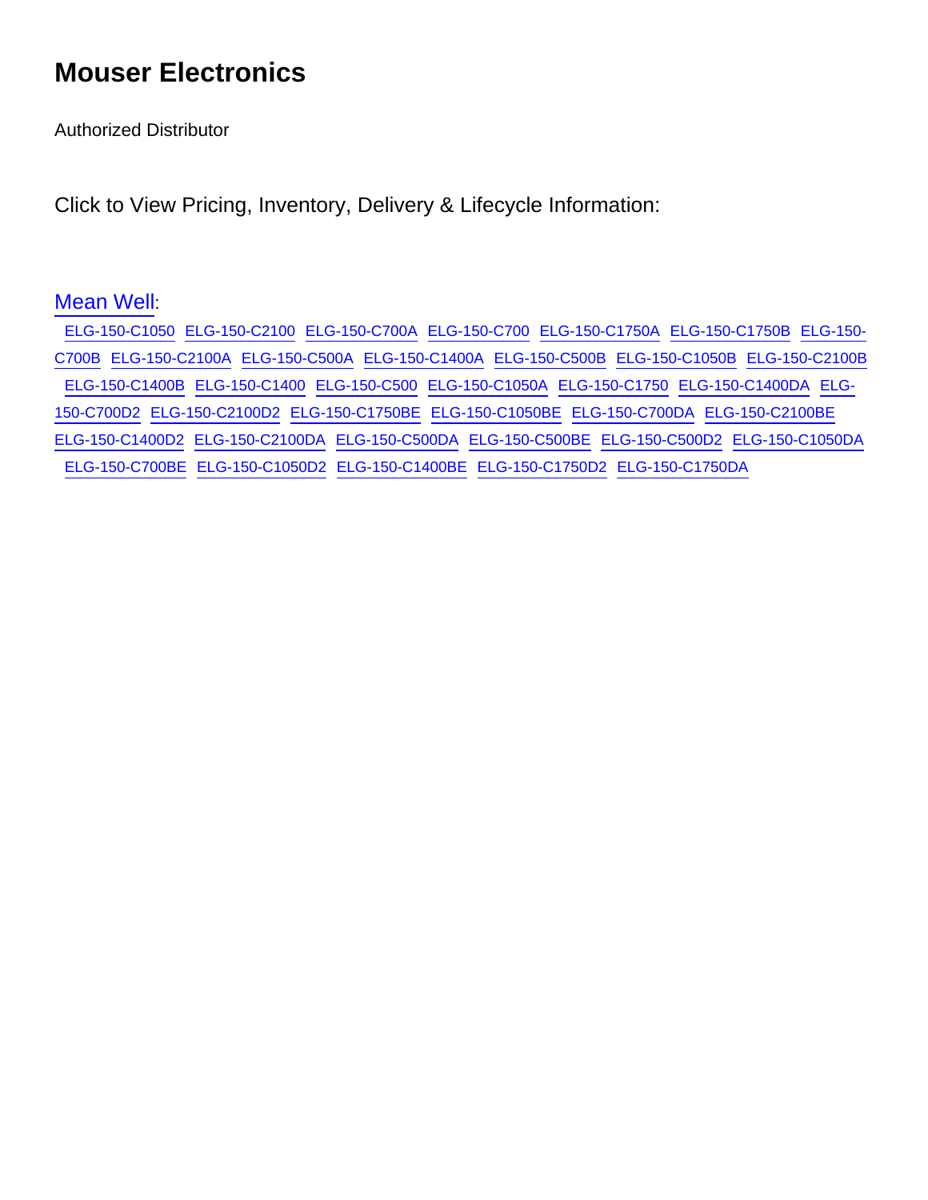# Mouser Electronics

Authorized Distributor

Click to View Pricing, Inventory, Delivery & Lifecycle Information:

Mean Well:

ELG-150-C1050 ELG-150-C2100 ELG-150-C700A ELG-150-C700 ELG-150-C1750A ELG-150-C1750B ELG-150-C700B ELG-150-C2100A ELG-150-C500A ELG-150-C1400A ELG-150-C500B ELG-150-C1050B ELG-150-C2100B ELG-150-C1400B ELG-150-C1400 ELG-150-C500 ELG-150-C1050A ELG-150-C1750 ELG-150-C1400DA ELG-150-C700D2 ELG-150-C2100D2 ELG-150-C1750BE ELG-150-C1050BE ELG-150-C700DA ELG-150-C2100BE ELG-150-C1400D2 ELG-150-C2100DA ELG-150-C500DA ELG-150-C500BE ELG-150-C500D2 ELG-150-C1050DA ELG-150-C700BE ELG-150-C1050D2 ELG-150-C1400BE ELG-150-C1750D2 ELG-150-C1750DA